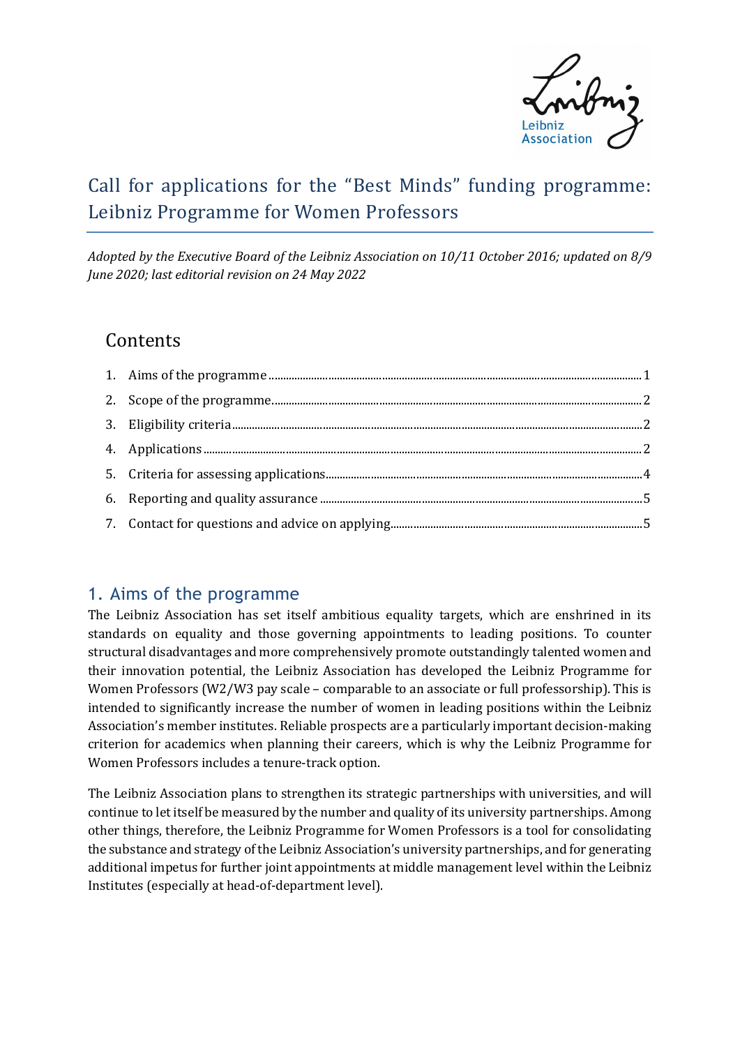# Call for applications for the "Best Minds" funding programme: Leibniz Programme for Women Professors

*Adopted by the Executive Board of the Leibniz Association on 10/11 October 2016; updated on 8/9 June 2020; last editorial revision on 24 May 2022*

## Contents

1. Aims of the programme ........ 1
2. Scope of the programme ........ 2
3. Eligibility criteria ........ 2
4. Applications ........ 2
5. Criteria for assessing applications ........ 4
6. Reporting and quality assurance ........ 5
7. Contact for questions and advice on applying ........ 5

## 1. Aims of the programme

The Leibniz Association has set itself ambitious equality targets, which are enshrined in its standards on equality and those governing appointments to leading positions. To counter structural disadvantages and more comprehensively promote outstandingly talented women and their innovation potential, the Leibniz Association has developed the Leibniz Programme for Women Professors (W2/W3 pay scale – comparable to an associate or full professorship). This is intended to significantly increase the number of women in leading positions within the Leibniz Association's member institutes. Reliable prospects are a particularly important decision-making criterion for academics when planning their careers, which is why the Leibniz Programme for Women Professors includes a tenure-track option.

The Leibniz Association plans to strengthen its strategic partnerships with universities, and will continue to let itself be measured by the number and quality of its university partnerships. Among other things, therefore, the Leibniz Programme for Women Professors is a tool for consolidating the substance and strategy of the Leibniz Association's university partnerships, and for generating additional impetus for further joint appointments at middle management level within the Leibniz Institutes (especially at head-of-department level).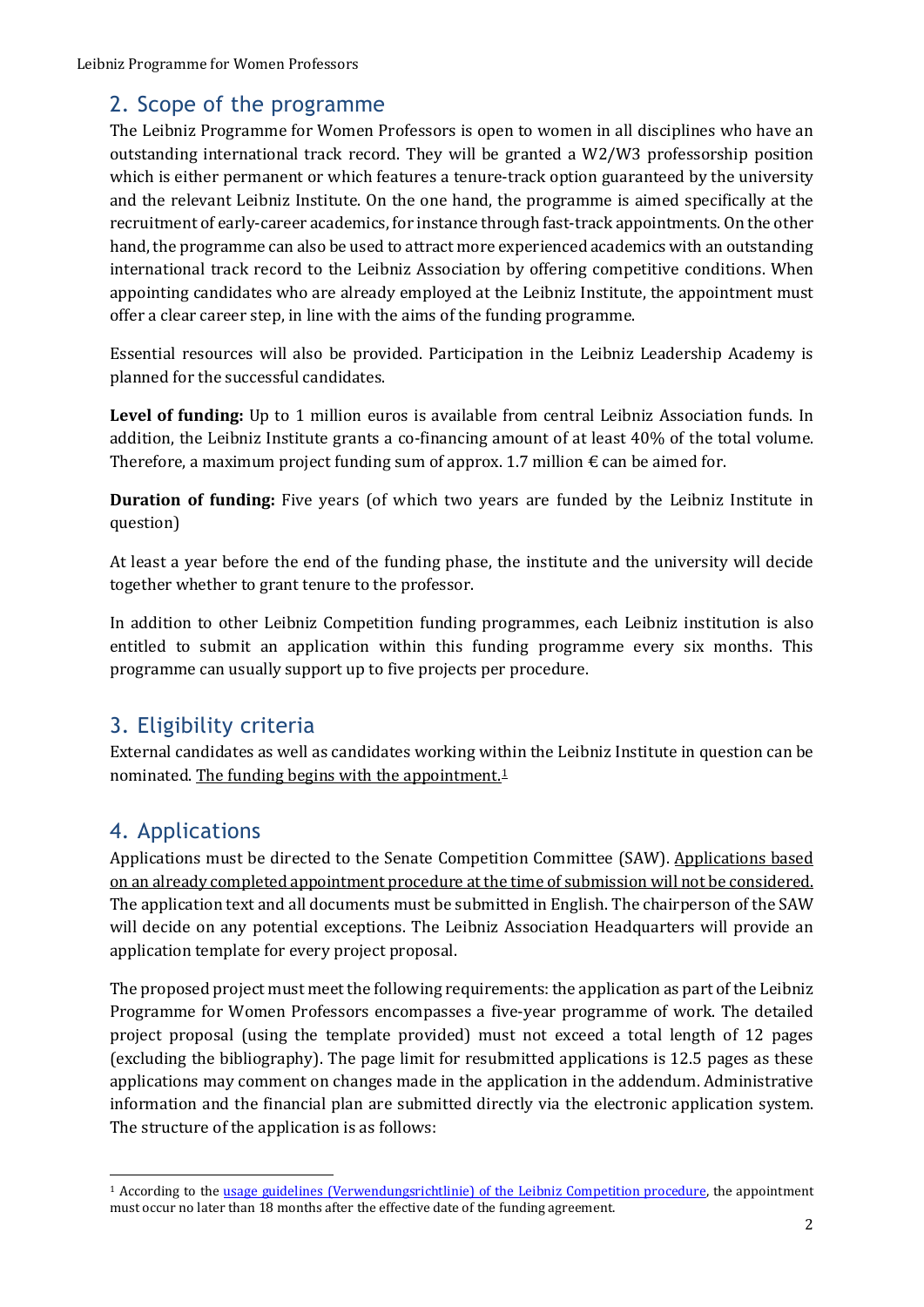## 2. Scope of the programme

The Leibniz Programme for Women Professors is open to women in all disciplines who have an outstanding international track record. They will be granted a W2/W3 professorship position which is either permanent or which features a tenure-track option guaranteed by the university and the relevant Leibniz Institute. On the one hand, the programme is aimed specifically at the recruitment of early-career academics, for instance through fast-track appointments. On the other hand, the programme can also be used to attract more experienced academics with an outstanding international track record to the Leibniz Association by offering competitive conditions. When appointing candidates who are already employed at the Leibniz Institute, the appointment must offer a clear career step, in line with the aims of the funding programme.

Essential resources will also be provided. Participation in the Leibniz Leadership Academy is planned for the successful candidates.

**Level of funding:** Up to 1 million euros is available from central Leibniz Association funds. In addition, the Leibniz Institute grants a co-financing amount of at least 40% of the total volume. Therefore, a maximum project funding sum of approx. 1.7 million € can be aimed for.

**Duration of funding:** Five years (of which two years are funded by the Leibniz Institute in question)

At least a year before the end of the funding phase, the institute and the university will decide together whether to grant tenure to the professor.

In addition to other Leibniz Competition funding programmes, each Leibniz institution is also entitled to submit an application within this funding programme every six months. This programme can usually support up to five projects per procedure.

## 3. Eligibility criteria

External candidates as well as candidates working within the Leibniz Institute in question can be nominated. <u>The funding begins with the appointment.</u>[1]

## 4. Applications

Applications must be directed to the Senate Competition Committee (SAW). <u>Applications based on an already completed appointment procedure at the time of submission will not be considered.</u> The application text and all documents must be submitted in English. The chairperson of the SAW will decide on any potential exceptions. The Leibniz Association Headquarters will provide an application template for every project proposal.

The proposed project must meet the following requirements: the application as part of the Leibniz Programme for Women Professors encompasses a five-year programme of work. The detailed project proposal (using the template provided) must not exceed a total length of 12 pages (excluding the bibliography). The page limit for resubmitted applications is 12.5 pages as these applications may comment on changes made in the application in the addendum. Administrative information and the financial plan are submitted directly via the electronic application system. The structure of the application is as follows:

---

[1] According to the usage guidelines (Verwendungsrichtlinie) of the Leibniz Competition procedure, the appointment must occur no later than 18 months after the effective date of the funding agreement.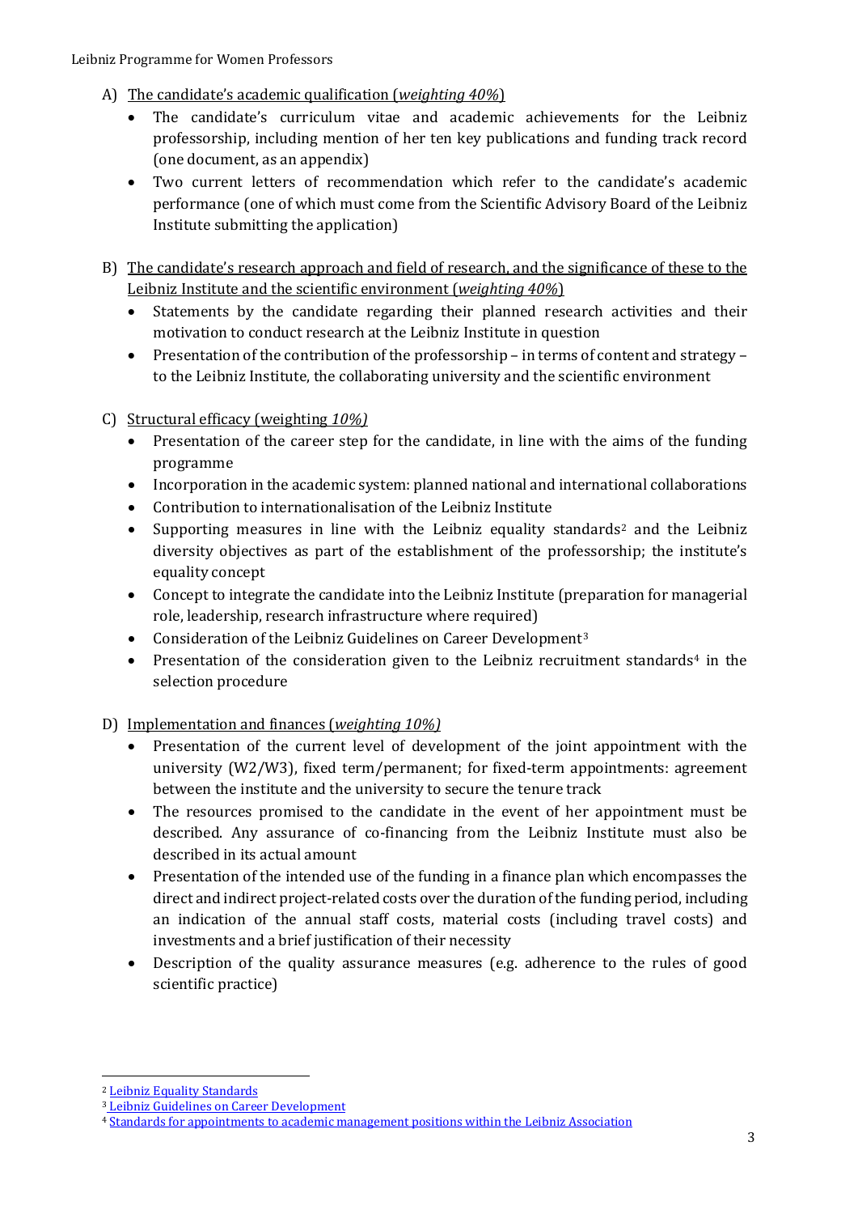A) <u>The candidate's academic qualification (*weighting 40%*)</u>

- The candidate's curriculum vitae and academic achievements for the Leibniz professorship, including mention of her ten key publications and funding track record (one document, as an appendix)
- Two current letters of recommendation which refer to the candidate's academic performance (one of which must come from the Scientific Advisory Board of the Leibniz Institute submitting the application)

B) <u>The candidate's research approach and field of research, and the significance of these to the Leibniz Institute and the scientific environment (*weighting 40%*)</u>

- Statements by the candidate regarding their planned research activities and their motivation to conduct research at the Leibniz Institute in question
- Presentation of the contribution of the professorship – in terms of content and strategy – to the Leibniz Institute, the collaborating university and the scientific environment

C) <u>Structural efficacy (weighting *10%)*</u>

- Presentation of the career step for the candidate, in line with the aims of the funding programme
- Incorporation in the academic system: planned national and international collaborations
- Contribution to internationalisation of the Leibniz Institute
- Supporting measures in line with the Leibniz equality standards[2] and the Leibniz diversity objectives as part of the establishment of the professorship; the institute's equality concept
- Concept to integrate the candidate into the Leibniz Institute (preparation for managerial role, leadership, research infrastructure where required)
- Consideration of the Leibniz Guidelines on Career Development[3]
- Presentation of the consideration given to the Leibniz recruitment standards[4] in the selection procedure

D) <u>Implementation and finances (*weighting 10%)*</u>

- Presentation of the current level of development of the joint appointment with the university (W2/W3), fixed term/permanent; for fixed-term appointments: agreement between the institute and the university to secure the tenure track
- The resources promised to the candidate in the event of her appointment must be described. Any assurance of co-financing from the Leibniz Institute must also be described in its actual amount
- Presentation of the intended use of the funding in a finance plan which encompasses the direct and indirect project-related costs over the duration of the funding period, including an indication of the annual staff costs, material costs (including travel costs) and investments and a brief justification of their necessity
- Description of the quality assurance measures (e.g. adherence to the rules of good scientific practice)

---

[2] Leibniz Equality Standards

[3] Leibniz Guidelines on Career Development

[4] Standards for appointments to academic management positions within the Leibniz Association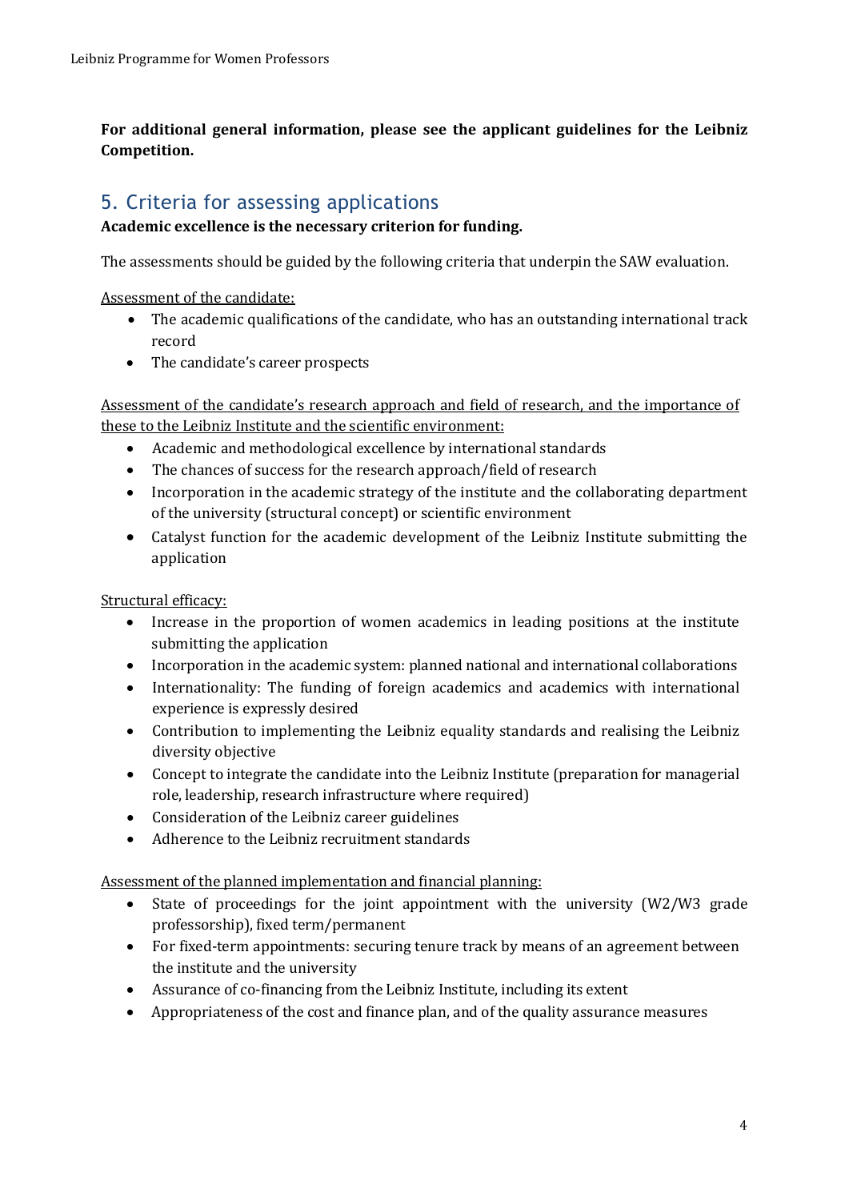**For additional general information, please see the applicant guidelines for the Leibniz Competition.**

## 5. Criteria for assessing applications

**Academic excellence is the necessary criterion for funding.**

The assessments should be guided by the following criteria that underpin the SAW evaluation.

<u>Assessment of the candidate:</u>

- The academic qualifications of the candidate, who has an outstanding international track record
- The candidate's career prospects

<u>Assessment of the candidate's research approach and field of research, and the importance of these to the Leibniz Institute and the scientific environment:</u>

- Academic and methodological excellence by international standards
- The chances of success for the research approach/field of research
- Incorporation in the academic strategy of the institute and the collaborating department of the university (structural concept) or scientific environment
- Catalyst function for the academic development of the Leibniz Institute submitting the application

<u>Structural efficacy:</u>

- Increase in the proportion of women academics in leading positions at the institute submitting the application
- Incorporation in the academic system: planned national and international collaborations
- Internationality: The funding of foreign academics and academics with international experience is expressly desired
- Contribution to implementing the Leibniz equality standards and realising the Leibniz diversity objective
- Concept to integrate the candidate into the Leibniz Institute (preparation for managerial role, leadership, research infrastructure where required)
- Consideration of the Leibniz career guidelines
- Adherence to the Leibniz recruitment standards

<u>Assessment of the planned implementation and financial planning:</u>

- State of proceedings for the joint appointment with the university (W2/W3 grade professorship), fixed term/permanent
- For fixed-term appointments: securing tenure track by means of an agreement between the institute and the university
- Assurance of co-financing from the Leibniz Institute, including its extent
- Appropriateness of the cost and finance plan, and of the quality assurance measures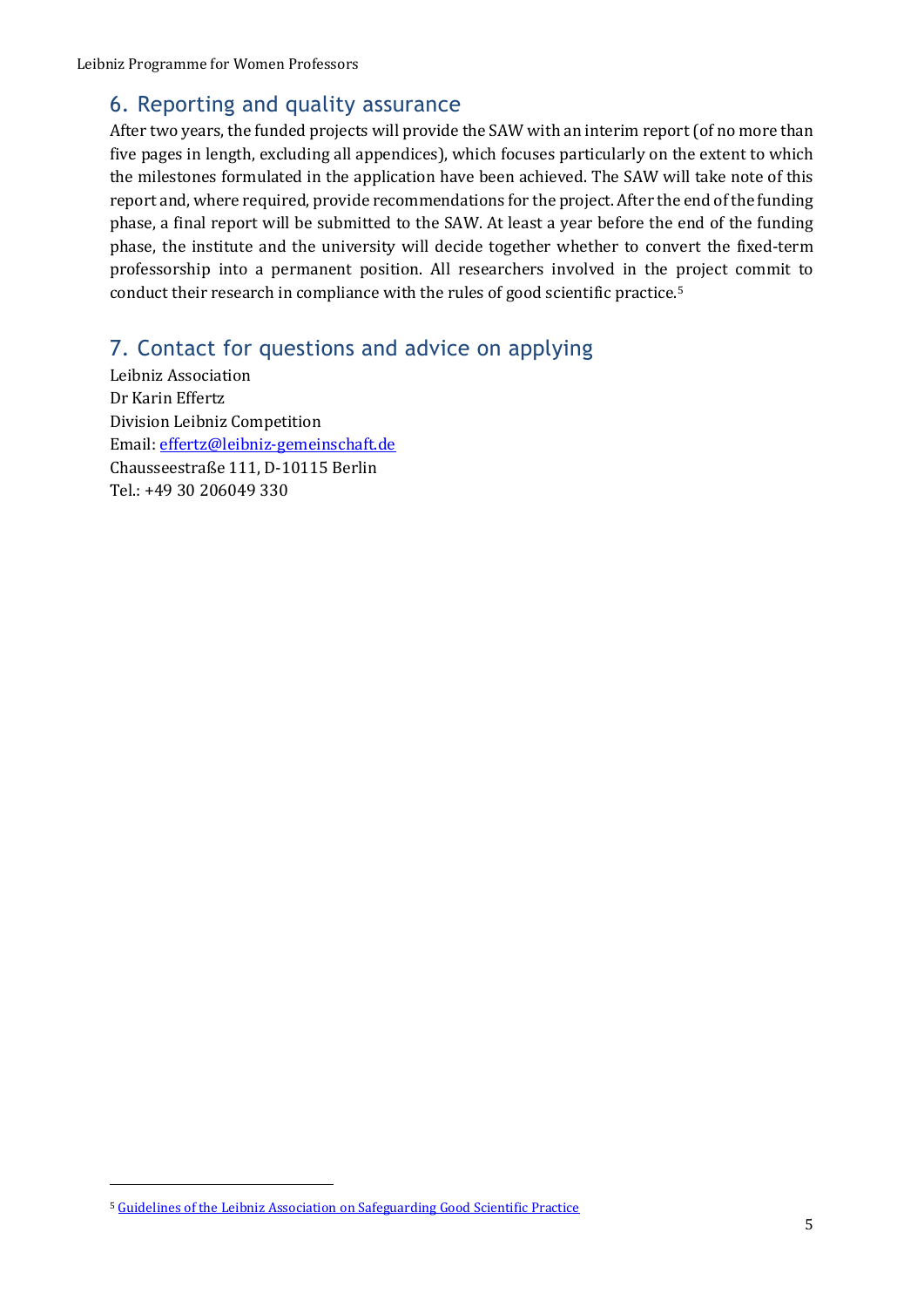## 6. Reporting and quality assurance

After two years, the funded projects will provide the SAW with an interim report (of no more than five pages in length, excluding all appendices), which focuses particularly on the extent to which the milestones formulated in the application have been achieved. The SAW will take note of this report and, where required, provide recommendations for the project. After the end of the funding phase, a final report will be submitted to the SAW. At least a year before the end of the funding phase, the institute and the university will decide together whether to convert the fixed-term professorship into a permanent position. All researchers involved in the project commit to conduct their research in compliance with the rules of good scientific practice.[5]

## 7. Contact for questions and advice on applying

Leibniz Association
Dr Karin Effertz
Division Leibniz Competition
Email: effertz@leibniz-gemeinschaft.de
Chausseestraße 111, D-10115 Berlin
Tel.: +49 30 206049 330

---

[5] Guidelines of the Leibniz Association on Safeguarding Good Scientific Practice